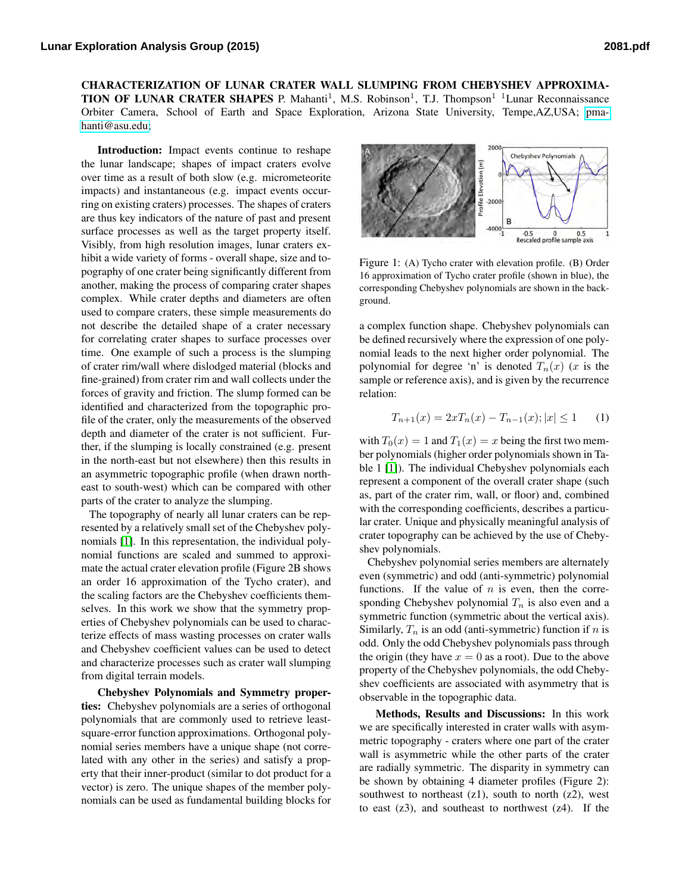**CHARACTERIZATION OF LUNAR CRATER WALL SLUMPING FROM CHEBYSHEV APPROXIMATION OF LUNAR CRATER SHAPES** P. Mahanti[1], M.S. Robinson[1], T.J. Thompson[1] [1]Lunar Reconnaissance Orbiter Camera, School of Earth and Space Exploration, Arizona State University, Tempe,AZ,USA; pmahanti@asu.edu;

**Introduction:** Impact events continue to reshape the lunar landscape; shapes of impact craters evolve over time as a result of both slow (e.g. micrometeorite impacts) and instantaneous (e.g. impact events occurring on existing craters) processes. The shapes of craters are thus key indicators of the nature of past and present surface processes as well as the target property itself. Visibly, from high resolution images, lunar craters exhibit a wide variety of forms - overall shape, size and topography of one crater being significantly different from another, making the process of comparing crater shapes complex. While crater depths and diameters are often used to compare craters, these simple measurements do not describe the detailed shape of a crater necessary for correlating crater shapes to surface processes over time. One example of such a process is the slumping of crater rim/wall where dislodged material (blocks and fine-grained) from crater rim and wall collects under the forces of gravity and friction. The slump formed can be identified and characterized from the topographic profile of the crater, only the measurements of the observed depth and diameter of the crater is not sufficient. Further, if the slumping is locally constrained (e.g. present in the north-east but not elsewhere) then this results in an asymmetric topographic profile (when drawn north-east to south-west) which can be compared with other parts of the crater to analyze the slumping.

The topography of nearly all lunar craters can be represented by a relatively small set of the Chebyshev polynomials [1]. In this representation, the individual polynomial functions are scaled and summed to approximate the actual crater elevation profile (Figure 2B shows an order 16 approximation of the Tycho crater), and the scaling factors are the Chebyshev coefficients themselves. In this work we show that the symmetry properties of Chebyshev polynomials can be used to characterize effects of mass wasting processes on crater walls and Chebyshev coefficient values can be used to detect and characterize processes such as crater wall slumping from digital terrain models.

**Chebyshev Polynomials and Symmetry properties:** Chebyshev polynomials are a series of orthogonal polynomials that are commonly used to retrieve least-square-error function approximations. Orthogonal polynomial series members have a unique shape (not correlated with any other in the series) and satisfy a property that their inner-product (similar to dot product for a vector) is zero. The unique shapes of the member polynomials can be used as fundamental building blocks for a complex function shape. Chebyshev polynomials can be defined recursively where the expression of one polynomial leads to the next higher order polynomial. The polynomial for degree 'n' is denoted $T_n(x)$ ($x$ is the sample or reference axis), and is given by the recurrence relation:

$$T_{n+1}(x) = 2xT_n(x) - T_{n-1}(x); |x| \leq 1 \qquad (1)$$

Figure 1: (A) Tycho crater with elevation profile. (B) Order 16 approximation of Tycho crater profile (shown in blue), the corresponding Chebyshev polynomials are shown in the background.

with $T_0(x) = 1$ and $T_1(x) = x$ being the first two member polynomials (higher order polynomials shown in Table 1 [1]). The individual Chebyshev polynomials each represent a component of the overall crater shape (such as, part of the crater rim, wall, or floor) and, combined with the corresponding coefficients, describes a particular crater. Unique and physically meaningful analysis of crater topography can be achieved by the use of Chebyshev polynomials.

Chebyshev polynomial series members are alternately even (symmetric) and odd (anti-symmetric) polynomial functions. If the value of $n$ is even, then the corresponding Chebyshev polynomial $T_n$ is also even and a symmetric function (symmetric about the vertical axis). Similarly, $T_n$ is an odd (anti-symmetric) function if $n$ is odd. Only the odd Chebyshev polynomials pass through the origin (they have $x = 0$ as a root). Due to the above property of the Chebyshev polynomials, the odd Chebyshev coefficients are associated with asymmetry that is observable in the topographic data.

**Methods, Results and Discussions:** In this work we are specifically interested in crater walls with asymmetric topography - craters where one part of the crater wall is asymmetric while the other parts of the crater are radially symmetric. The disparity in symmetry can be shown by obtaining 4 diameter profiles (Figure 2): southwest to northeast (z1), south to north (z2), west to east (z3), and southeast to northwest (z4). If the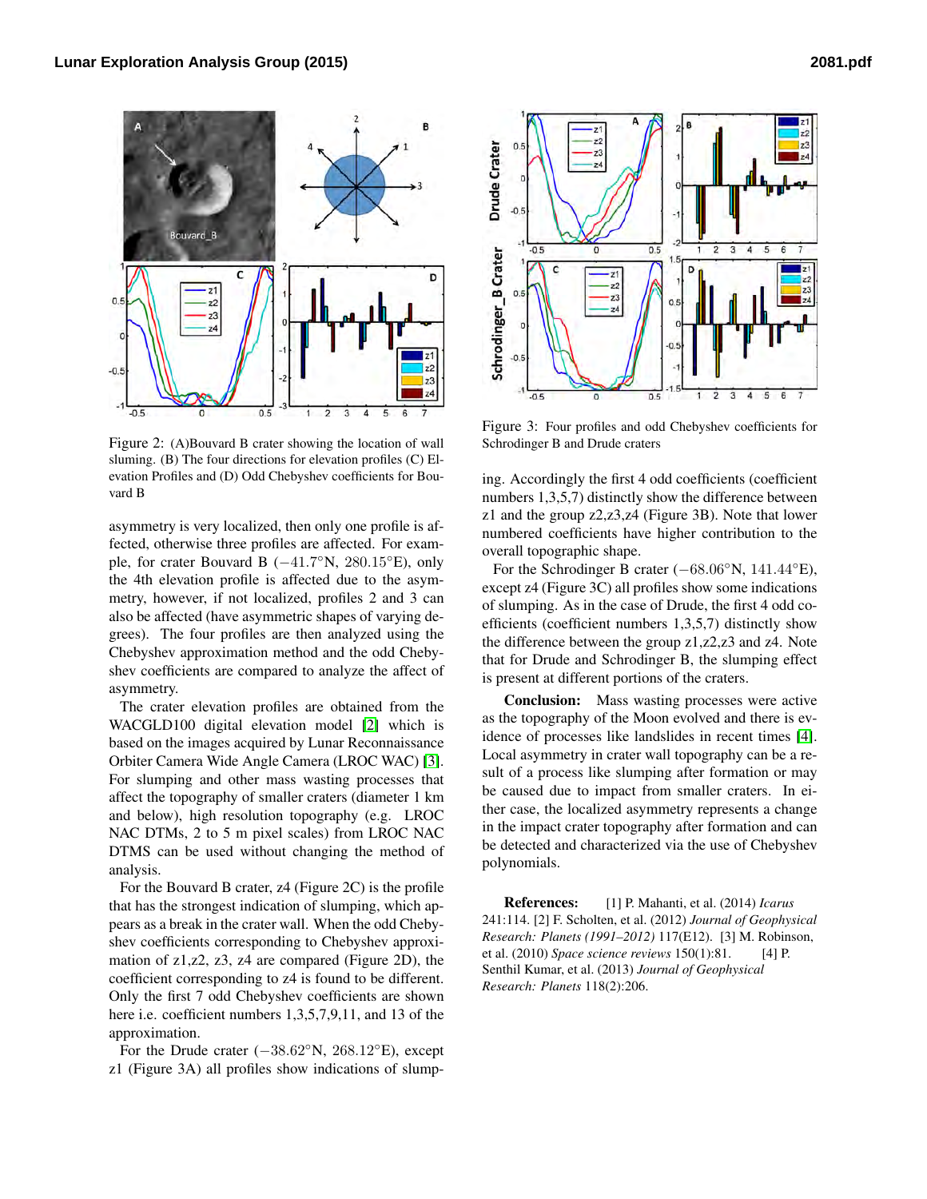A

Bouvard_B

B

2

4

1

3

C

z1
z2
z3
z4

1
0.5
0
-0.5
-1
-0.5
0
0.5

D

2
1
0
-1
-2
-3
1
2
3
4
5
6
7

z1
z2
z3
z4

Figure 2: (A)Bouvard B crater showing the location of wall sluming. (B) The four directions for elevation profiles (C) Elevation Profiles and (D) Odd Chebyshev coefficients for Bouvard B

Drude Crater

A

z1
z2
z3
z4

1
0.5
0
-0.5
-1
-0.5
0
0.5

B

2
1
0
-1
-2
1
2
3
4
5
6
7

z1
z2
z3
z4

Schrodinger_B Crater

C

z1
z2
z3
z4

1
0.5
0
-0.5
-1
-0.5
0
0.5

D

1.5
1
0.5
0
-0.5
-1
-1.5
1
2
3
4
5
6
7

z1
z2
z3
z4

Figure 3: Four profiles and odd Chebyshev coefficients for Schrodinger B and Drude craters

asymmetry is very localized, then only one profile is affected, otherwise three profiles are affected. For example, for crater Bouvard B ($-41.7°$N, $280.15°$E), only the 4th elevation profile is affected due to the asymmetry, however, if not localized, profiles 2 and 3 can also be affected (have asymmetric shapes of varying degrees). The four profiles are then analyzed using the Chebyshev approximation method and the odd Chebyshev coefficients are compared to analyze the affect of asymmetry.

The crater elevation profiles are obtained from the WACGLD100 digital elevation model [2] which is based on the images acquired by Lunar Reconnaissance Orbiter Camera Wide Angle Camera (LROC WAC) [3]. For slumping and other mass wasting processes that affect the topography of smaller craters (diameter 1 km and below), high resolution topography (e.g. LROC NAC DTMs, 2 to 5 m pixel scales) from LROC NAC DTMS can be used without changing the method of analysis.

For the Bouvard B crater, z4 (Figure 2C) is the profile that has the strongest indication of slumping, which appears as a break in the crater wall. When the odd Chebyshev coefficients corresponding to Chebyshev approximation of z1,z2, z3, z4 are compared (Figure 2D), the coefficient corresponding to z4 is found to be different. Only the first 7 odd Chebyshev coefficients are shown here i.e. coefficient numbers 1,3,5,7,9,11, and 13 of the approximation.

For the Drude crater ($-38.62°$N, $268.12°$E), except z1 (Figure 3A) all profiles show indications of slumping. Accordingly the first 4 odd coefficients (coefficient numbers 1,3,5,7) distinctly show the difference between z1 and the group z2,z3,z4 (Figure 3B). Note that lower numbered coefficients have higher contribution to the overall topographic shape.

For the Schrodinger B crater ($-68.06°$N, $141.44°$E), except z4 (Figure 3C) all profiles show some indications of slumping. As in the case of Drude, the first 4 odd coefficients (coefficient numbers 1,3,5,7) distinctly show the difference between the group z1,z2,z3 and z4. Note that for Drude and Schrodinger B, the slumping effect is present at different portions of the craters.

**Conclusion:** Mass wasting processes were active as the topography of the Moon evolved and there is evidence of processes like landslides in recent times [4]. Local asymmetry in crater wall topography can be a result of a process like slumping after formation or may be caused due to impact from smaller craters. In either case, the localized asymmetry represents a change in the impact crater topography after formation and can be detected and characterized via the use of Chebyshev polynomials.

**References:** [1] P. Mahanti, et al. (2014) *Icarus* 241:114. [2] F. Scholten, et al. (2012) *Journal of Geophysical Research: Planets (1991–2012)* 117(E12). [3] M. Robinson, et al. (2010) *Space science reviews* 150(1):81. [4] P. Senthil Kumar, et al. (2013) *Journal of Geophysical Research: Planets* 118(2):206.